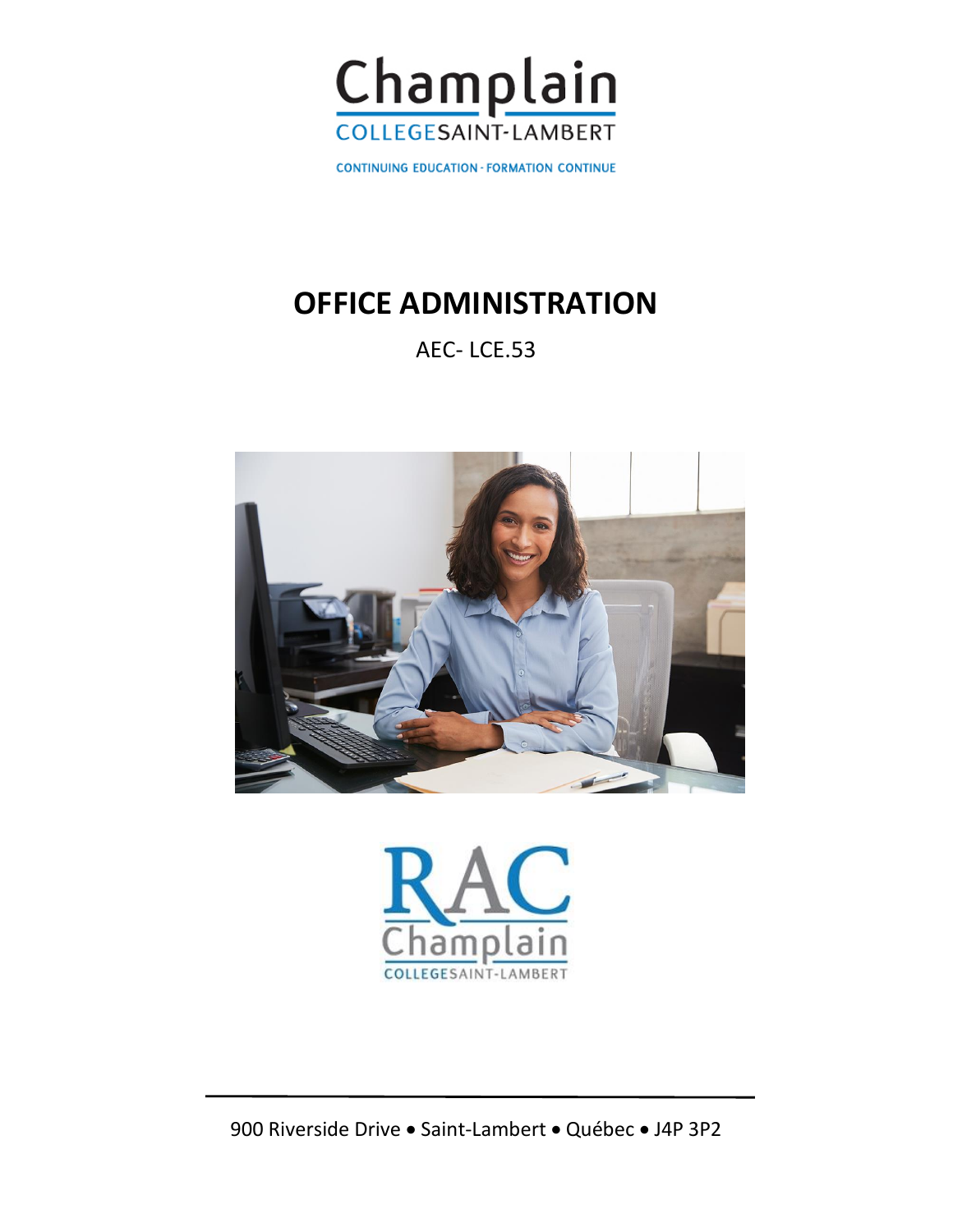Champlain

COLLEGE SAINT-LAMBERT

CONTINUING EDUCATION - FORMATION CONTINUE

# OFFICE ADMINISTRATION

AEC- LCE.53

RAC

Champlain

COLLEGE SAINT-LAMBERT

900 Riverside Drive • Saint-Lambert • Québec • J4P 3P2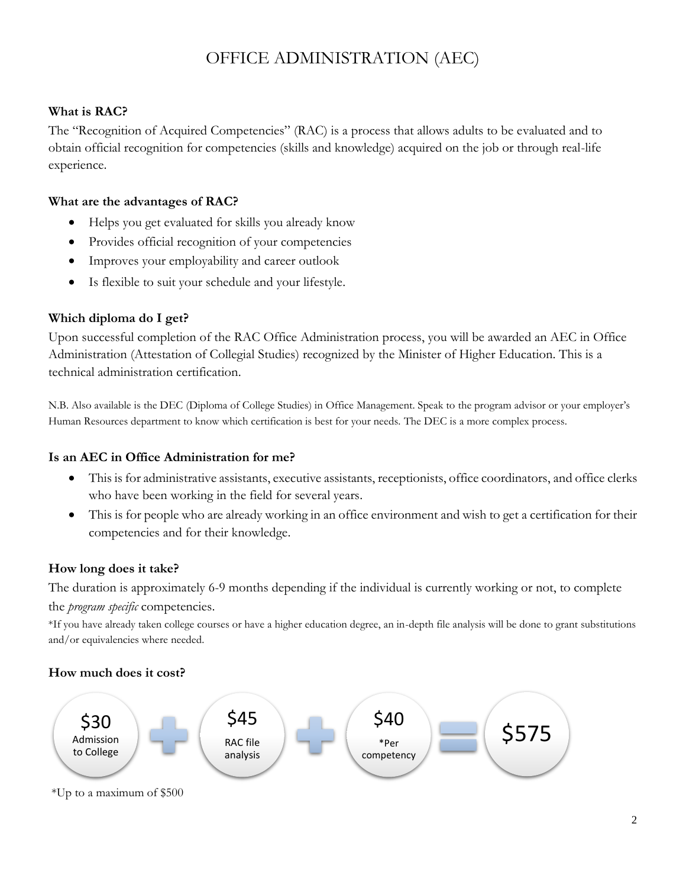# OFFICE ADMINISTRATION (AEC)

**What is RAC?**

The "Recognition of Acquired Competencies" (RAC) is a process that allows adults to be evaluated and to obtain official recognition for competencies (skills and knowledge) acquired on the job or through real-life experience.

**What are the advantages of RAC?**

- Helps you get evaluated for skills you already know
- Provides official recognition of your competencies
- Improves your employability and career outlook
- Is flexible to suit your schedule and your lifestyle.

**Which diploma do I get?**

Upon successful completion of the RAC Office Administration process, you will be awarded an AEC in Office Administration (Attestation of Collegial Studies) recognized by the Minister of Higher Education. This is a technical administration certification.

N.B. Also available is the DEC (Diploma of College Studies) in Office Management. Speak to the program advisor or your employer's Human Resources department to know which certification is best for your needs. The DEC is a more complex process.

**Is an AEC in Office Administration for me?**

- This is for administrative assistants, executive assistants, receptionists, office coordinators, and office clerks who have been working in the field for several years.
- This is for people who are already working in an office environment and wish to get a certification for their competencies and for their knowledge.

**How long does it take?**

The duration is approximately 6-9 months depending if the individual is currently working or not, to complete the *program specific* competencies.

*If you have already taken college courses or have a higher education degree, an in-depth file analysis will be done to grant substitutions and/or equivalencies where needed.

**How much does it cost?**

$30 Admission to College + $45 RAC file analysis + $40 *Per competency = $575

*Up to a maximum of $500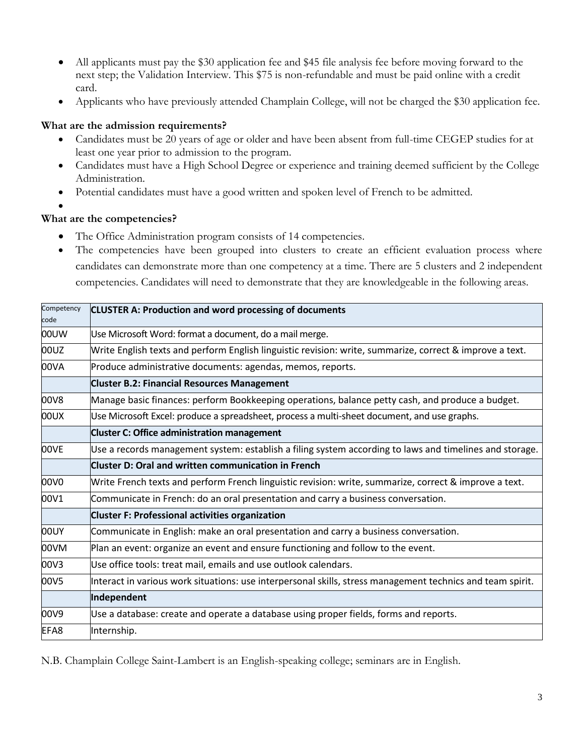- All applicants must pay the $30 application fee and $45 file analysis fee before moving forward to the next step; the Validation Interview. This $75 is non-refundable and must be paid online with a credit card.
- Applicants who have previously attended Champlain College, will not be charged the $30 application fee.

**What are the admission requirements?**

- Candidates must be 20 years of age or older and have been absent from full-time CEGEP studies for at least one year prior to admission to the program.
- Candidates must have a High School Degree or experience and training deemed sufficient by the College Administration.
- Potential candidates must have a good written and spoken level of French to be admitted.

**What are the competencies?**

- The Office Administration program consists of 14 competencies.
- The competencies have been grouped into clusters to create an efficient evaluation process where candidates can demonstrate more than one competency at a time. There are 5 clusters and 2 independent competencies. Candidates will need to demonstrate that they are knowledgeable in the following areas.

| Competency code | **CLUSTER A: Production and word processing of documents** |
|---|---|
| 00UW | Use Microsoft Word: format a document, do a mail merge. |
| 00UZ | Write English texts and perform English linguistic revision: write, summarize, correct & improve a text. |
| 00VA | Produce administrative documents: agendas, memos, reports. |
| | **Cluster B.2: Financial Resources Management** |
| 00V8 | Manage basic finances: perform Bookkeeping operations, balance petty cash, and produce a budget. |
| 00UX | Use Microsoft Excel: produce a spreadsheet, process a multi-sheet document, and use graphs. |
| | **Cluster C: Office administration management** |
| 00VE | Use a records management system: establish a filing system according to laws and timelines and storage. |
| | **Cluster D: Oral and written communication in French** |
| 00V0 | Write French texts and perform French linguistic revision: write, summarize, correct & improve a text. |
| 00V1 | Communicate in French: do an oral presentation and carry a business conversation. |
| | **Cluster F: Professional activities organization** |
| 00UY | Communicate in English: make an oral presentation and carry a business conversation. |
| 00VM | Plan an event: organize an event and ensure functioning and follow to the event. |
| 00V3 | Use office tools: treat mail, emails and use outlook calendars. |
| 00V5 | Interact in various work situations: use interpersonal skills, stress management technics and team spirit. |
| | **Independent** |
| 00V9 | Use a database: create and operate a database using proper fields, forms and reports. |
| EFA8 | Internship. |

N.B. Champlain College Saint-Lambert is an English-speaking college; seminars are in English.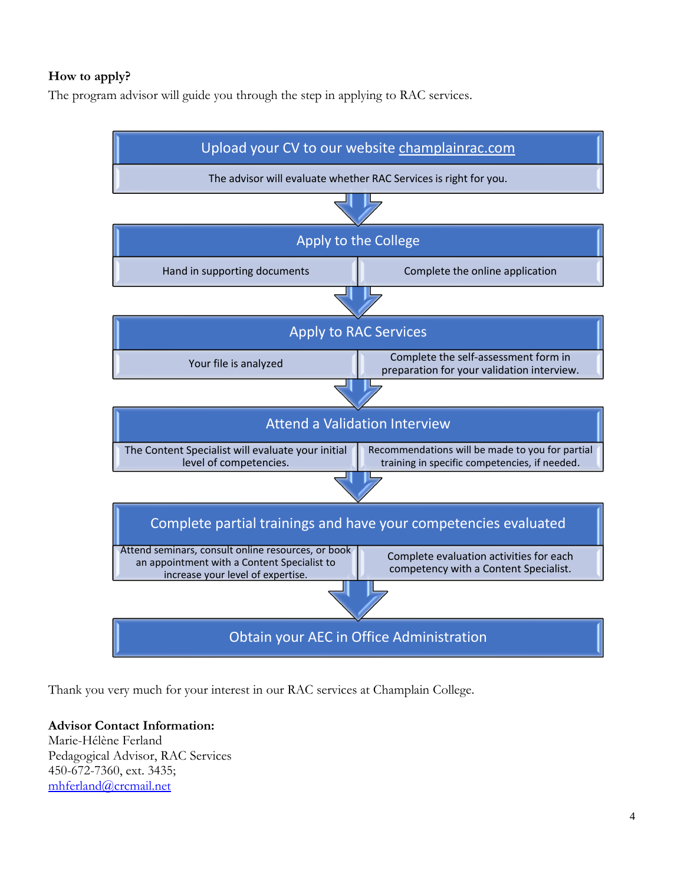**How to apply?**

The program advisor will guide you through the step in applying to RAC services.

**Upload your CV to our website champlainrac.com**

The advisor will evaluate whether RAC Services is right for you.

**Apply to the College**

- Hand in supporting documents
- Complete the online application

**Apply to RAC Services**

- Your file is analyzed
- Complete the self-assessment form in preparation for your validation interview.

**Attend a Validation Interview**

- The Content Specialist will evaluate your initial level of competencies.
- Recommendations will be made to you for partial training in specific competencies, if needed.

**Complete partial trainings and have your competencies evaluated**

- Attend seminars, consult online resources, or book an appointment with a Content Specialist to increase your level of expertise.
- Complete evaluation activities for each competency with a Content Specialist.

**Obtain your AEC in Office Administration**

Thank you very much for your interest in our RAC services at Champlain College.

**Advisor Contact Information:**

Marie-Hélène Ferland
Pedagogical Advisor, RAC Services
450-672-7360, ext. 3435;
mhferland@crcmail.net